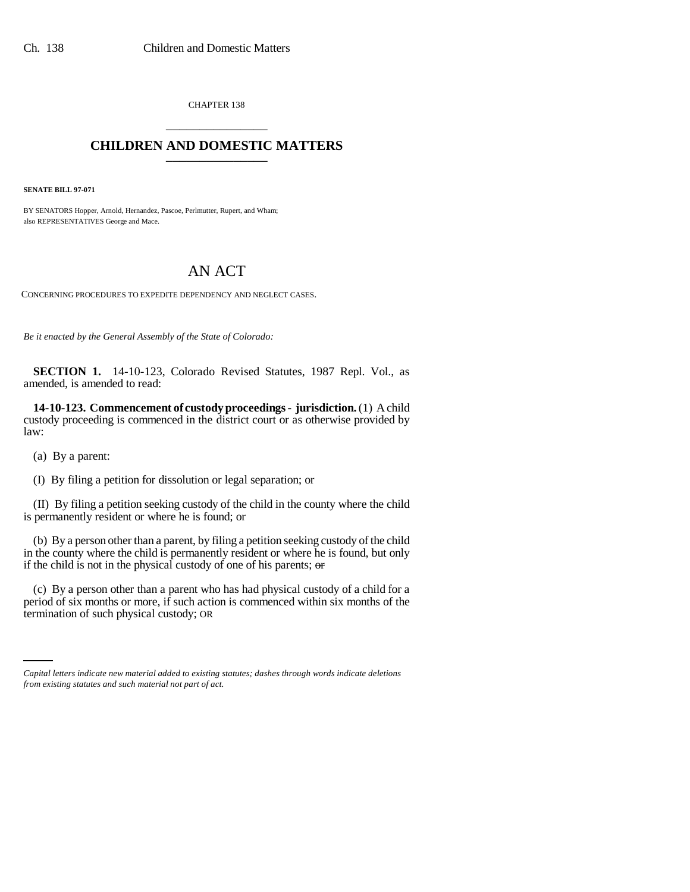CHAPTER 138

# CHILDREN AND DOMESTIC MATTERS

**SENATE BILL 97-071**

BY SENATORS Hopper, Arnold, Hernandez, Pascoe, Perlmutter, Rupert, and Wham;
also REPRESENTATIVES George and Mace.

# AN ACT

CONCERNING PROCEDURES TO EXPEDITE DEPENDENCY AND NEGLECT CASES.

*Be it enacted by the General Assembly of the State of Colorado:*

**SECTION 1.** 14-10-123, Colorado Revised Statutes, 1987 Repl. Vol., as amended, is amended to read:

**14-10-123. Commencement of custody proceedings - jurisdiction.** (1) A child custody proceeding is commenced in the district court or as otherwise provided by law:

(a) By a parent:

(I) By filing a petition for dissolution or legal separation; or

(II) By filing a petition seeking custody of the child in the county where the child is permanently resident or where he is found; or

(b) By a person other than a parent, by filing a petition seeking custody of the child in the county where the child is permanently resident or where he is found, but only if the child is not in the physical custody of one of his parents; ~~or~~

(c) By a person other than a parent who has had physical custody of a child for a period of six months or more, if such action is commenced within six months of the termination of such physical custody; OR

*Capital letters indicate new material added to existing statutes; dashes through words indicate deletions from existing statutes and such material not part of act.*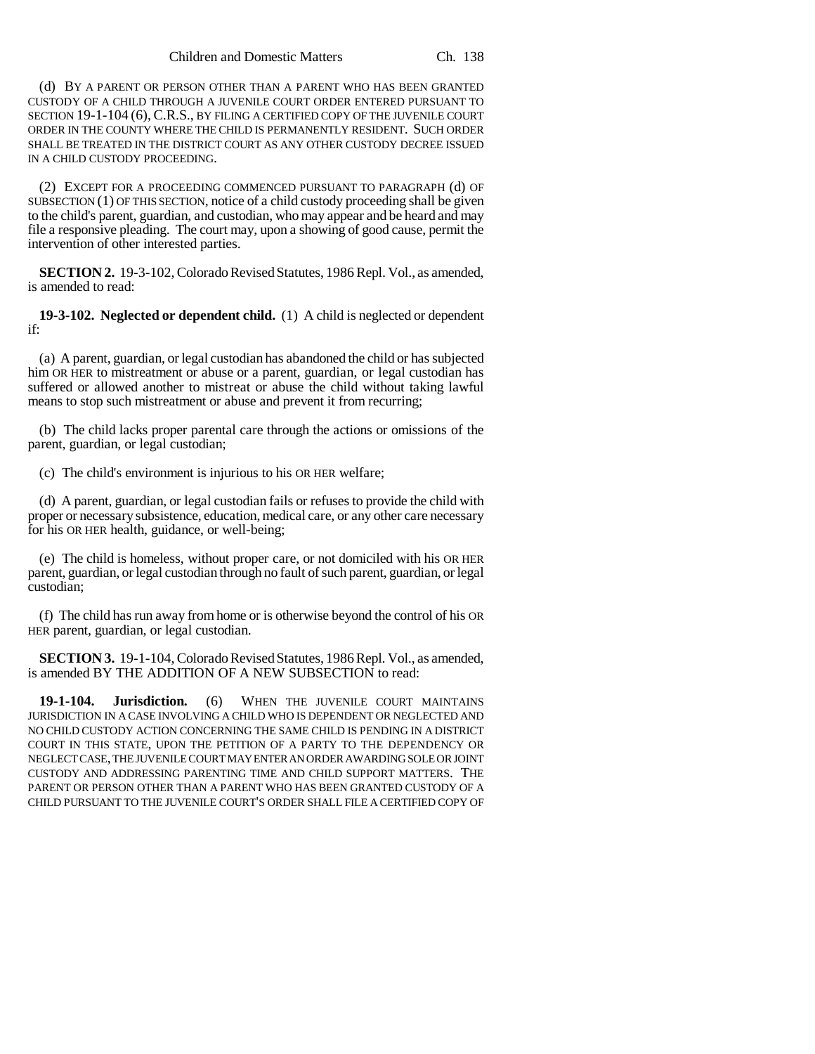(d) BY A PARENT OR PERSON OTHER THAN A PARENT WHO HAS BEEN GRANTED CUSTODY OF A CHILD THROUGH A JUVENILE COURT ORDER ENTERED PURSUANT TO SECTION 19-1-104 (6), C.R.S., BY FILING A CERTIFIED COPY OF THE JUVENILE COURT ORDER IN THE COUNTY WHERE THE CHILD IS PERMANENTLY RESIDENT. SUCH ORDER SHALL BE TREATED IN THE DISTRICT COURT AS ANY OTHER CUSTODY DECREE ISSUED IN A CHILD CUSTODY PROCEEDING.

(2) EXCEPT FOR A PROCEEDING COMMENCED PURSUANT TO PARAGRAPH (d) OF SUBSECTION (1) OF THIS SECTION, notice of a child custody proceeding shall be given to the child's parent, guardian, and custodian, who may appear and be heard and may file a responsive pleading. The court may, upon a showing of good cause, permit the intervention of other interested parties.

**SECTION 2.** 19-3-102, Colorado Revised Statutes, 1986 Repl. Vol., as amended, is amended to read:

**19-3-102. Neglected or dependent child.** (1) A child is neglected or dependent if:

(a) A parent, guardian, or legal custodian has abandoned the child or has subjected him OR HER to mistreatment or abuse or a parent, guardian, or legal custodian has suffered or allowed another to mistreat or abuse the child without taking lawful means to stop such mistreatment or abuse and prevent it from recurring;

(b) The child lacks proper parental care through the actions or omissions of the parent, guardian, or legal custodian;

(c) The child's environment is injurious to his OR HER welfare;

(d) A parent, guardian, or legal custodian fails or refuses to provide the child with proper or necessary subsistence, education, medical care, or any other care necessary for his OR HER health, guidance, or well-being;

(e) The child is homeless, without proper care, or not domiciled with his OR HER parent, guardian, or legal custodian through no fault of such parent, guardian, or legal custodian;

(f) The child has run away from home or is otherwise beyond the control of his OR HER parent, guardian, or legal custodian.

**SECTION 3.** 19-1-104, Colorado Revised Statutes, 1986 Repl. Vol., as amended, is amended BY THE ADDITION OF A NEW SUBSECTION to read:

**19-1-104. Jurisdiction.** (6) WHEN THE JUVENILE COURT MAINTAINS JURISDICTION IN A CASE INVOLVING A CHILD WHO IS DEPENDENT OR NEGLECTED AND NO CHILD CUSTODY ACTION CONCERNING THE SAME CHILD IS PENDING IN A DISTRICT COURT IN THIS STATE, UPON THE PETITION OF A PARTY TO THE DEPENDENCY OR NEGLECT CASE, THE JUVENILE COURT MAY ENTER AN ORDER AWARDING SOLE OR JOINT CUSTODY AND ADDRESSING PARENTING TIME AND CHILD SUPPORT MATTERS. THE PARENT OR PERSON OTHER THAN A PARENT WHO HAS BEEN GRANTED CUSTODY OF A CHILD PURSUANT TO THE JUVENILE COURT'S ORDER SHALL FILE A CERTIFIED COPY OF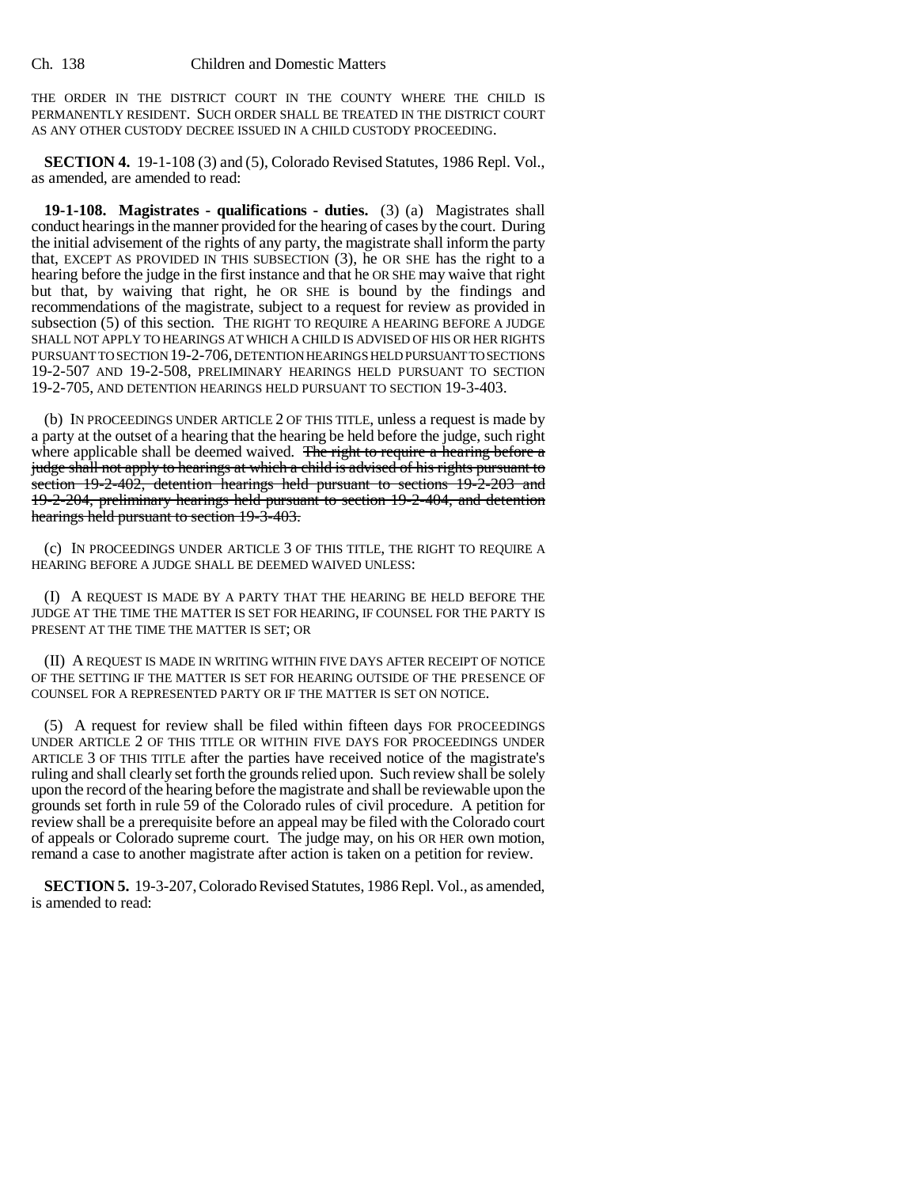THE ORDER IN THE DISTRICT COURT IN THE COUNTY WHERE THE CHILD IS PERMANENTLY RESIDENT. SUCH ORDER SHALL BE TREATED IN THE DISTRICT COURT AS ANY OTHER CUSTODY DECREE ISSUED IN A CHILD CUSTODY PROCEEDING.

**SECTION 4.** 19-1-108 (3) and (5), Colorado Revised Statutes, 1986 Repl. Vol., as amended, are amended to read:

**19-1-108. Magistrates - qualifications - duties.** (3) (a) Magistrates shall conduct hearings in the manner provided for the hearing of cases by the court. During the initial advisement of the rights of any party, the magistrate shall inform the party that, EXCEPT AS PROVIDED IN THIS SUBSECTION (3), he OR SHE has the right to a hearing before the judge in the first instance and that he OR SHE may waive that right but that, by waiving that right, he OR SHE is bound by the findings and recommendations of the magistrate, subject to a request for review as provided in subsection (5) of this section. THE RIGHT TO REQUIRE A HEARING BEFORE A JUDGE SHALL NOT APPLY TO HEARINGS AT WHICH A CHILD IS ADVISED OF HIS OR HER RIGHTS PURSUANT TO SECTION 19-2-706, DETENTION HEARINGS HELD PURSUANT TO SECTIONS 19-2-507 AND 19-2-508, PRELIMINARY HEARINGS HELD PURSUANT TO SECTION 19-2-705, AND DETENTION HEARINGS HELD PURSUANT TO SECTION 19-3-403.

(b) IN PROCEEDINGS UNDER ARTICLE 2 OF THIS TITLE, unless a request is made by a party at the outset of a hearing that the hearing be held before the judge, such right where applicable shall be deemed waived. ~~The right to require a hearing before a judge shall not apply to hearings at which a child is advised of his rights pursuant to section 19-2-402, detention hearings held pursuant to sections 19-2-203 and 19-2-204, preliminary hearings held pursuant to section 19-2-404, and detention hearings held pursuant to section 19-3-403.~~

(c) IN PROCEEDINGS UNDER ARTICLE 3 OF THIS TITLE, THE RIGHT TO REQUIRE A HEARING BEFORE A JUDGE SHALL BE DEEMED WAIVED UNLESS:

(I) A REQUEST IS MADE BY A PARTY THAT THE HEARING BE HELD BEFORE THE JUDGE AT THE TIME THE MATTER IS SET FOR HEARING, IF COUNSEL FOR THE PARTY IS PRESENT AT THE TIME THE MATTER IS SET; OR

(II) A REQUEST IS MADE IN WRITING WITHIN FIVE DAYS AFTER RECEIPT OF NOTICE OF THE SETTING IF THE MATTER IS SET FOR HEARING OUTSIDE OF THE PRESENCE OF COUNSEL FOR A REPRESENTED PARTY OR IF THE MATTER IS SET ON NOTICE.

(5) A request for review shall be filed within fifteen days FOR PROCEEDINGS UNDER ARTICLE 2 OF THIS TITLE OR WITHIN FIVE DAYS FOR PROCEEDINGS UNDER ARTICLE 3 OF THIS TITLE after the parties have received notice of the magistrate's ruling and shall clearly set forth the grounds relied upon. Such review shall be solely upon the record of the hearing before the magistrate and shall be reviewable upon the grounds set forth in rule 59 of the Colorado rules of civil procedure. A petition for review shall be a prerequisite before an appeal may be filed with the Colorado court of appeals or Colorado supreme court. The judge may, on his OR HER own motion, remand a case to another magistrate after action is taken on a petition for review.

**SECTION 5.** 19-3-207, Colorado Revised Statutes, 1986 Repl. Vol., as amended, is amended to read: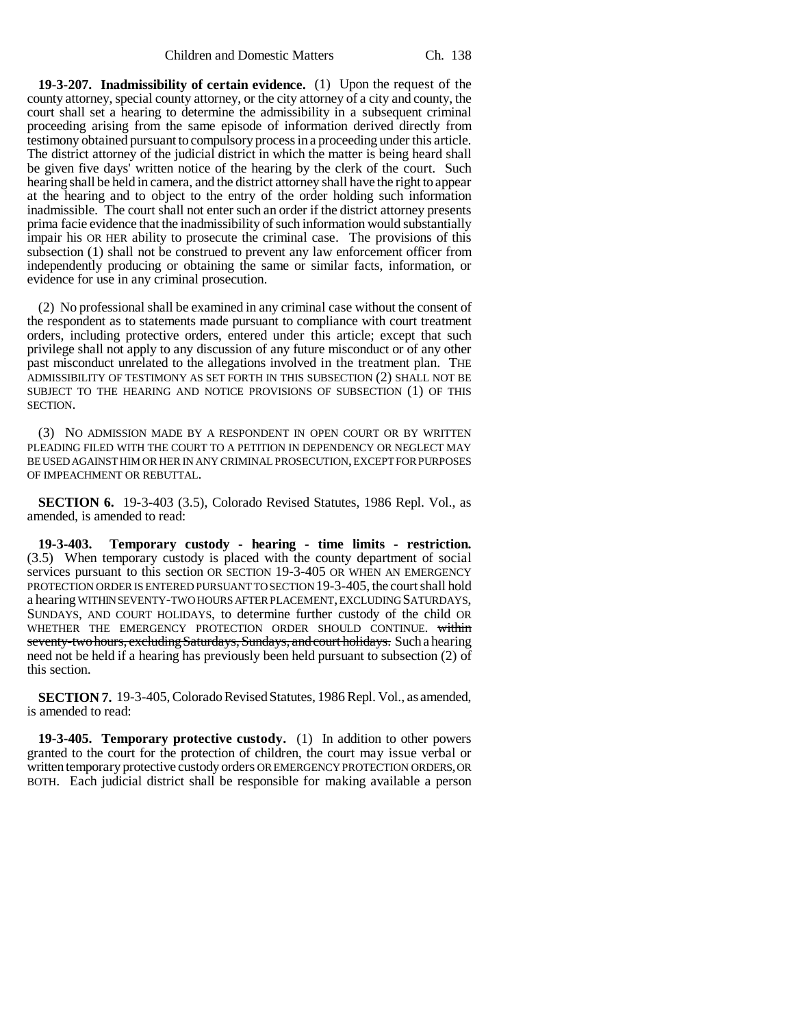**19-3-207. Inadmissibility of certain evidence.** (1) Upon the request of the county attorney, special county attorney, or the city attorney of a city and county, the court shall set a hearing to determine the admissibility in a subsequent criminal proceeding arising from the same episode of information derived directly from testimony obtained pursuant to compulsory process in a proceeding under this article. The district attorney of the judicial district in which the matter is being heard shall be given five days' written notice of the hearing by the clerk of the court. Such hearing shall be held in camera, and the district attorney shall have the right to appear at the hearing and to object to the entry of the order holding such information inadmissible. The court shall not enter such an order if the district attorney presents prima facie evidence that the inadmissibility of such information would substantially impair his OR HER ability to prosecute the criminal case. The provisions of this subsection (1) shall not be construed to prevent any law enforcement officer from independently producing or obtaining the same or similar facts, information, or evidence for use in any criminal prosecution.

(2) No professional shall be examined in any criminal case without the consent of the respondent as to statements made pursuant to compliance with court treatment orders, including protective orders, entered under this article; except that such privilege shall not apply to any discussion of any future misconduct or of any other past misconduct unrelated to the allegations involved in the treatment plan. THE ADMISSIBILITY OF TESTIMONY AS SET FORTH IN THIS SUBSECTION (2) SHALL NOT BE SUBJECT TO THE HEARING AND NOTICE PROVISIONS OF SUBSECTION (1) OF THIS SECTION.

(3) NO ADMISSION MADE BY A RESPONDENT IN OPEN COURT OR BY WRITTEN PLEADING FILED WITH THE COURT TO A PETITION IN DEPENDENCY OR NEGLECT MAY BE USED AGAINST HIM OR HER IN ANY CRIMINAL PROSECUTION, EXCEPT FOR PURPOSES OF IMPEACHMENT OR REBUTTAL.

**SECTION 6.** 19-3-403 (3.5), Colorado Revised Statutes, 1986 Repl. Vol., as amended, is amended to read:

**19-3-403. Temporary custody - hearing - time limits - restriction.** (3.5) When temporary custody is placed with the county department of social services pursuant to this section OR SECTION 19-3-405 OR WHEN AN EMERGENCY PROTECTION ORDER IS ENTERED PURSUANT TO SECTION 19-3-405, the court shall hold a hearing WITHIN SEVENTY-TWO HOURS AFTER PLACEMENT, EXCLUDING SATURDAYS, SUNDAYS, AND COURT HOLIDAYS, to determine further custody of the child OR WHETHER THE EMERGENCY PROTECTION ORDER SHOULD CONTINUE. ~~within seventy-two hours, excluding Saturdays, Sundays, and court holidays.~~ Such a hearing need not be held if a hearing has previously been held pursuant to subsection (2) of this section.

**SECTION 7.** 19-3-405, Colorado Revised Statutes, 1986 Repl. Vol., as amended, is amended to read:

**19-3-405. Temporary protective custody.** (1) In addition to other powers granted to the court for the protection of children, the court may issue verbal or written temporary protective custody orders OR EMERGENCY PROTECTION ORDERS, OR BOTH. Each judicial district shall be responsible for making available a person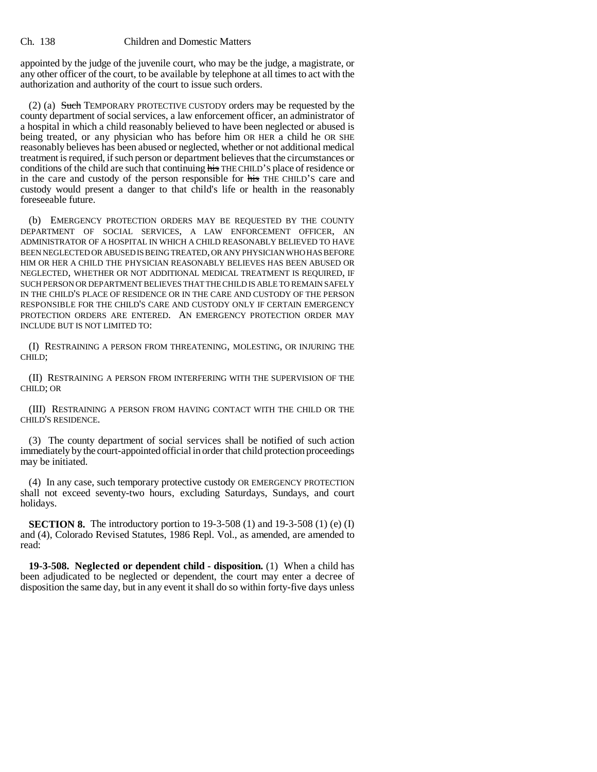appointed by the judge of the juvenile court, who may be the judge, a magistrate, or any other officer of the court, to be available by telephone at all times to act with the authorization and authority of the court to issue such orders.

(2) (a) ~~Such~~ TEMPORARY PROTECTIVE CUSTODY orders may be requested by the county department of social services, a law enforcement officer, an administrator of a hospital in which a child reasonably believed to have been neglected or abused is being treated, or any physician who has before him OR HER a child he OR SHE reasonably believes has been abused or neglected, whether or not additional medical treatment is required, if such person or department believes that the circumstances or conditions of the child are such that continuing ~~his~~ THE CHILD'S place of residence or in the care and custody of the person responsible for ~~his~~ THE CHILD'S care and custody would present a danger to that child's life or health in the reasonably foreseeable future.

(b) EMERGENCY PROTECTION ORDERS MAY BE REQUESTED BY THE COUNTY DEPARTMENT OF SOCIAL SERVICES, A LAW ENFORCEMENT OFFICER, AN ADMINISTRATOR OF A HOSPITAL IN WHICH A CHILD REASONABLY BELIEVED TO HAVE BEEN NEGLECTED OR ABUSED IS BEING TREATED, OR ANY PHYSICIAN WHO HAS BEFORE HIM OR HER A CHILD THE PHYSICIAN REASONABLY BELIEVES HAS BEEN ABUSED OR NEGLECTED, WHETHER OR NOT ADDITIONAL MEDICAL TREATMENT IS REQUIRED, IF SUCH PERSON OR DEPARTMENT BELIEVES THAT THE CHILD IS ABLE TO REMAIN SAFELY IN THE CHILD'S PLACE OF RESIDENCE OR IN THE CARE AND CUSTODY OF THE PERSON RESPONSIBLE FOR THE CHILD'S CARE AND CUSTODY ONLY IF CERTAIN EMERGENCY PROTECTION ORDERS ARE ENTERED. AN EMERGENCY PROTECTION ORDER MAY INCLUDE BUT IS NOT LIMITED TO:

(I) RESTRAINING A PERSON FROM THREATENING, MOLESTING, OR INJURING THE CHILD;

(II) RESTRAINING A PERSON FROM INTERFERING WITH THE SUPERVISION OF THE CHILD; OR

(III) RESTRAINING A PERSON FROM HAVING CONTACT WITH THE CHILD OR THE CHILD'S RESIDENCE.

(3) The county department of social services shall be notified of such action immediately by the court-appointed official in order that child protection proceedings may be initiated.

(4) In any case, such temporary protective custody OR EMERGENCY PROTECTION shall not exceed seventy-two hours, excluding Saturdays, Sundays, and court holidays.

**SECTION 8.** The introductory portion to 19-3-508 (1) and 19-3-508 (1) (e) (I) and (4), Colorado Revised Statutes, 1986 Repl. Vol., as amended, are amended to read:

**19-3-508. Neglected or dependent child - disposition.** (1) When a child has been adjudicated to be neglected or dependent, the court may enter a decree of disposition the same day, but in any event it shall do so within forty-five days unless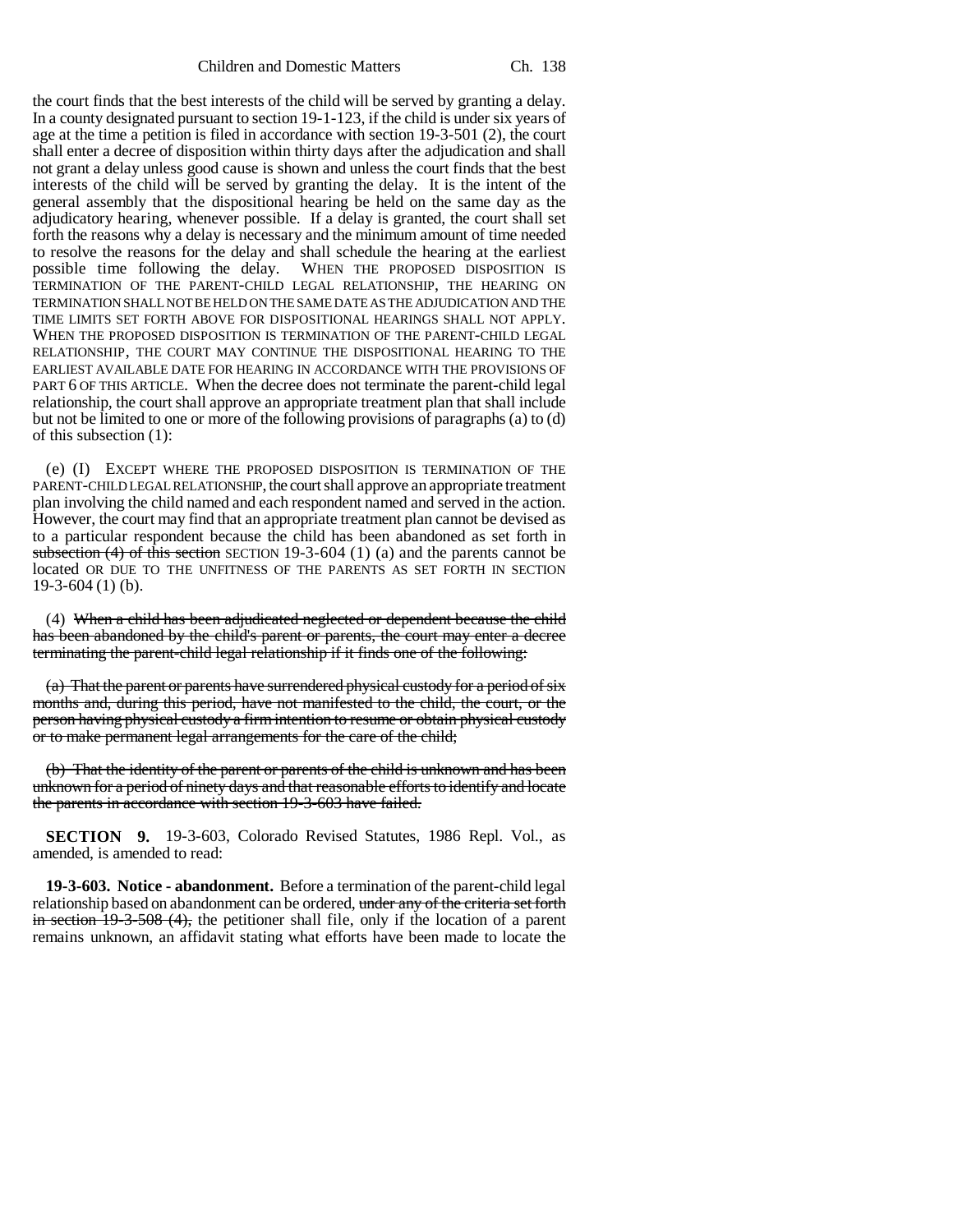the court finds that the best interests of the child will be served by granting a delay. In a county designated pursuant to section 19-1-123, if the child is under six years of age at the time a petition is filed in accordance with section 19-3-501 (2), the court shall enter a decree of disposition within thirty days after the adjudication and shall not grant a delay unless good cause is shown and unless the court finds that the best interests of the child will be served by granting the delay. It is the intent of the general assembly that the dispositional hearing be held on the same day as the adjudicatory hearing, whenever possible. If a delay is granted, the court shall set forth the reasons why a delay is necessary and the minimum amount of time needed to resolve the reasons for the delay and shall schedule the hearing at the earliest possible time following the delay. WHEN THE PROPOSED DISPOSITION IS TERMINATION OF THE PARENT-CHILD LEGAL RELATIONSHIP, THE HEARING ON TERMINATION SHALL NOT BE HELD ON THE SAME DATE AS THE ADJUDICATION AND THE TIME LIMITS SET FORTH ABOVE FOR DISPOSITIONAL HEARINGS SHALL NOT APPLY. WHEN THE PROPOSED DISPOSITION IS TERMINATION OF THE PARENT-CHILD LEGAL RELATIONSHIP, THE COURT MAY CONTINUE THE DISPOSITIONAL HEARING TO THE EARLIEST AVAILABLE DATE FOR HEARING IN ACCORDANCE WITH THE PROVISIONS OF PART 6 OF THIS ARTICLE. When the decree does not terminate the parent-child legal relationship, the court shall approve an appropriate treatment plan that shall include but not be limited to one or more of the following provisions of paragraphs (a) to (d) of this subsection (1):

(e) (I) EXCEPT WHERE THE PROPOSED DISPOSITION IS TERMINATION OF THE PARENT-CHILD LEGAL RELATIONSHIP, the court shall approve an appropriate treatment plan involving the child named and each respondent named and served in the action. However, the court may find that an appropriate treatment plan cannot be devised as to a particular respondent because the child has been abandoned as set forth in ~~subsection (4) of this section~~ SECTION 19-3-604 (1) (a) and the parents cannot be located OR DUE TO THE UNFITNESS OF THE PARENTS AS SET FORTH IN SECTION 19-3-604 (1) (b).

(4) ~~When a child has been adjudicated neglected or dependent because the child has been abandoned by the child's parent or parents, the court may enter a decree terminating the parent-child legal relationship if it finds one of the following:~~

~~(a) That the parent or parents have surrendered physical custody for a period of six months and, during this period, have not manifested to the child, the court, or the person having physical custody a firm intention to resume or obtain physical custody or to make permanent legal arrangements for the care of the child;~~

~~(b) That the identity of the parent or parents of the child is unknown and has been unknown for a period of ninety days and that reasonable efforts to identify and locate the parents in accordance with section 19-3-603 have failed.~~

**SECTION 9.** 19-3-603, Colorado Revised Statutes, 1986 Repl. Vol., as amended, is amended to read:

**19-3-603. Notice - abandonment.** Before a termination of the parent-child legal relationship based on abandonment can be ordered, ~~under any of the criteria set forth in section 19-3-508 (4),~~ the petitioner shall file, only if the location of a parent remains unknown, an affidavit stating what efforts have been made to locate the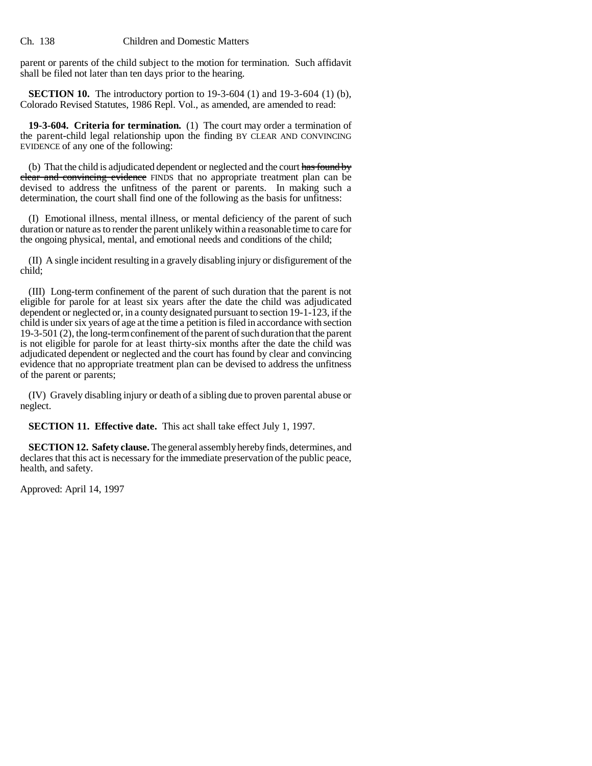parent or parents of the child subject to the motion for termination. Such affidavit shall be filed not later than ten days prior to the hearing.

**SECTION 10.** The introductory portion to 19-3-604 (1) and 19-3-604 (1) (b), Colorado Revised Statutes, 1986 Repl. Vol., as amended, are amended to read:

**19-3-604. Criteria for termination.** (1) The court may order a termination of the parent-child legal relationship upon the finding BY CLEAR AND CONVINCING EVIDENCE of any one of the following:

(b) That the child is adjudicated dependent or neglected and the court ~~has found by clear and convincing evidence~~ FINDS that no appropriate treatment plan can be devised to address the unfitness of the parent or parents. In making such a determination, the court shall find one of the following as the basis for unfitness:

(I) Emotional illness, mental illness, or mental deficiency of the parent of such duration or nature as to render the parent unlikely within a reasonable time to care for the ongoing physical, mental, and emotional needs and conditions of the child;

(II) A single incident resulting in a gravely disabling injury or disfigurement of the child;

(III) Long-term confinement of the parent of such duration that the parent is not eligible for parole for at least six years after the date the child was adjudicated dependent or neglected or, in a county designated pursuant to section 19-1-123, if the child is under six years of age at the time a petition is filed in accordance with section 19-3-501 (2), the long-term confinement of the parent of such duration that the parent is not eligible for parole for at least thirty-six months after the date the child was adjudicated dependent or neglected and the court has found by clear and convincing evidence that no appropriate treatment plan can be devised to address the unfitness of the parent or parents;

(IV) Gravely disabling injury or death of a sibling due to proven parental abuse or neglect.

**SECTION 11. Effective date.** This act shall take effect July 1, 1997.

**SECTION 12. Safety clause.** The general assembly hereby finds, determines, and declares that this act is necessary for the immediate preservation of the public peace, health, and safety.

Approved: April 14, 1997